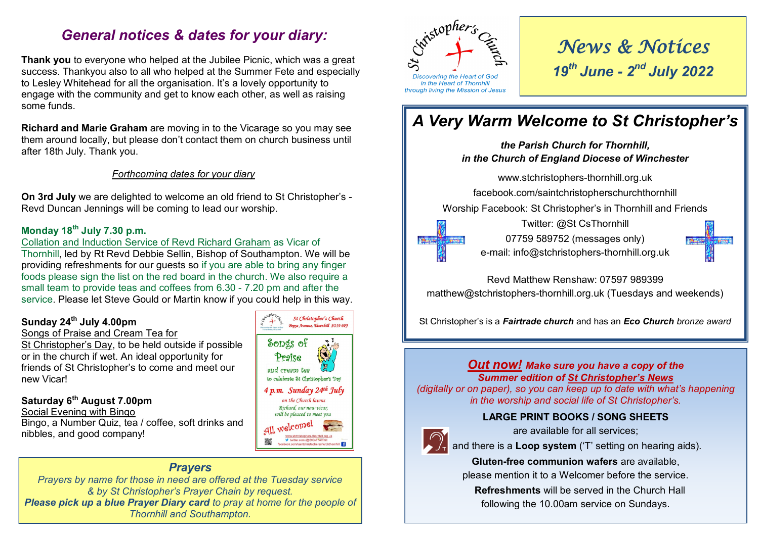# General notices & dates for your diary:

**Thank you** to everyone who helped at the Jubilee Picnic, which was a great success. Thankyou also to all who helped at the Summer Fete and especially to Lesley Whitehead for all the organisation. It's a lovely opportunity to engage with the community and get to know each other, as well as raising some funds.

**Richard and Marie Graham** are moving in to the Vicarage so you may see them around locally, but please don't contact them on church business until after 18th July. Thank you.

*Forthcoming dates for your diary*

**On 3rd July** we are delighted to welcome an old friend to St Christopher's - Revd Duncan Jennings will be coming to lead our worship.

**Monday 18th July 7.30 p.m.**

Collation and Induction Service of Revd Richard Graham as Vicar of Thornhill, led by Rt Revd Debbie Sellin, Bishop of Southampton. We will be providing refreshments for our guests so if you are able to bring any finger foods please sign the list on the red board in the church. We also require a small team to provide teas and coffees from 6.30 - 7.20 pm and after the service. Please let Steve Gould or Martin know if you could help in this way.

**Sunday 24th July 4.00pm**

Songs of Praise and Cream Tea for St Christopher's Day, to be held outside if possible or in the church if wet. An ideal opportunity for friends of St Christopher's to come and meet our new Vicar!

St Christopher's Church
Pepys Avenue, Thornhill SO19 8JQ

Songs of Praise and cream tea to celebrate St Christopher's Day

4 p.m. Sunday 24th July

on the Church lawns

Richard, our new vicar, will be pleased to meet you

All welcome!

**Saturday 6th August 7.00pm**

Social Evening with Bingo

Bingo, a Number Quiz, tea / coffee, soft drinks and nibbles, and good company!

## Prayers

*Prayers by name for those in need are offered at the Tuesday service & by St Christopher's Prayer Chain by request.*

***Please pick up a blue Prayer Diary card** to pray at home for the people of Thornhill and Southampton.*

St Christopher's Church
Discovering the Heart of God in the Heart of Thornhill through living the Mission of Jesus

# News & Notices

## 19th June - 2nd July 2022

# A Very Warm Welcome to St Christopher's

***the Parish Church for Thornhill, in the Church of England Diocese of Winchester***

www.stchristophers-thornhill.org.uk

facebook.com/saintchristopherschurchthornhill

Worship Facebook: St Christopher's in Thornhill and Friends

Twitter: @St CsThornhill

07759 589752 (messages only)

e-mail: info@stchristophers-thornhill.org.uk

Revd Matthew Renshaw: 07597 989399

matthew@stchristophers-thornhill.org.uk (Tuesdays and weekends)

St Christopher's is a ***Fairtrade church*** and has an ***Eco Church*** *bronze award*

***Out now!** Make sure you have a copy of the Summer edition of St Christopher's News*

*(digitally or on paper), so you can keep up to date with what's happening in the worship and social life of St Christopher's.*

**LARGE PRINT BOOKS / SONG SHEETS**

are available for all services;

and there is a **Loop system** ('T' setting on hearing aids).

**Gluten-free communion wafers** are available, please mention it to a Welcomer before the service.

**Refreshments** will be served in the Church Hall following the 10.00am service on Sundays.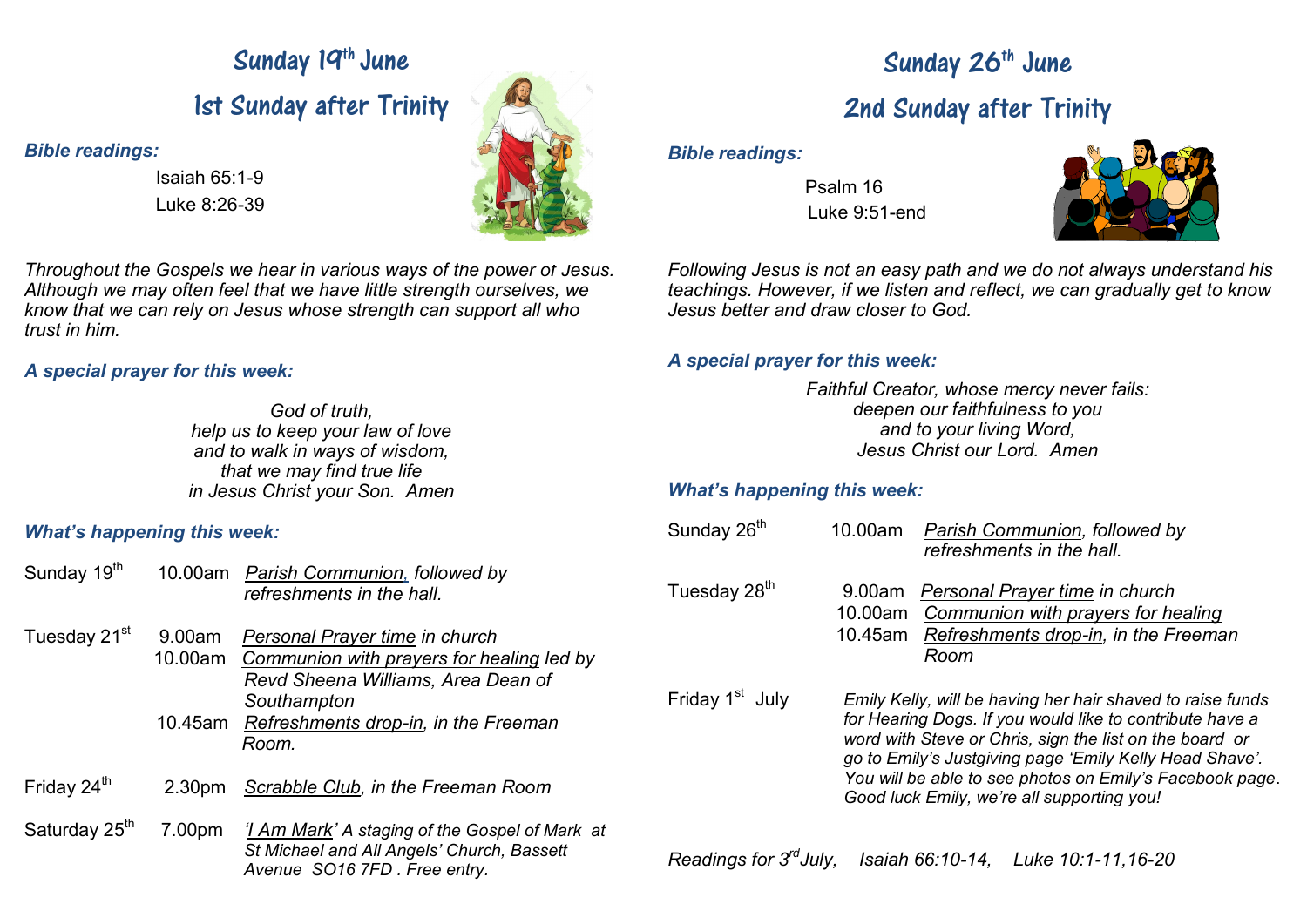## Sunday 19th June

## 1st Sunday after Trinity

***Bible readings:***

Isaiah 65:1-9
Luke 8:26-39

*Throughout the Gospels we hear in various ways of the power of Jesus. Although we may often feel that we have little strength ourselves, we know that we can rely on Jesus whose strength can support all who trust in him.*

***A special prayer for this week:***

*God of truth,*
*help us to keep your law of love*
*and to walk in ways of wisdom,*
*that we may find true life*
*in Jesus Christ your Son. Amen*

***What's happening this week:***

| | | |
|---|---|---|
| Sunday 19th | 10.00am | *Parish Communion, followed by refreshments in the hall.* |
| Tuesday 21st | 9.00am | *Personal Prayer time in church* |
| | 10.00am | *Communion with prayers for healing led by Revd Sheena Williams, Area Dean of Southampton* |
| | 10.45am | *Refreshments drop-in, in the Freeman Room.* |
| Friday 24th | 2.30pm | *Scrabble Club, in the Freeman Room* |
| Saturday 25th | 7.00pm | *'I Am Mark' A staging of the Gospel of Mark at St Michael and All Angels' Church, Bassett Avenue SO16 7FD . Free entry.* |

## Sunday 26th June

## 2nd Sunday after Trinity

***Bible readings:***

Psalm 16
Luke 9:51-end

*Following Jesus is not an easy path and we do not always understand his teachings. However, if we listen and reflect, we can gradually get to know Jesus better and draw closer to God.*

***A special prayer for this week:***

*Faithful Creator, whose mercy never fails:*
*deepen our faithfulness to you*
*and to your living Word,*
*Jesus Christ our Lord. Amen*

***What's happening this week:***

| | | |
|---|---|---|
| Sunday 26th | 10.00am | *Parish Communion, followed by refreshments in the hall.* |
| Tuesday 28th | 9.00am | *Personal Prayer time in church* |
| | 10.00am | *Communion with prayers for healing* |
| | 10.45am | *Refreshments drop-in, in the Freeman Room* |
| Friday 1st July | | *Emily Kelly, will be having her hair shaved to raise funds for Hearing Dogs. If you would like to contribute have a word with Steve or Chris, sign the list on the board or go to Emily's Justgiving page 'Emily Kelly Head Shave'. You will be able to see photos on Emily's Facebook page. Good luck Emily, we're all supporting you!* |

*Readings for 3rd July, Isaiah 66:10-14, Luke 10:1-11,16-20*